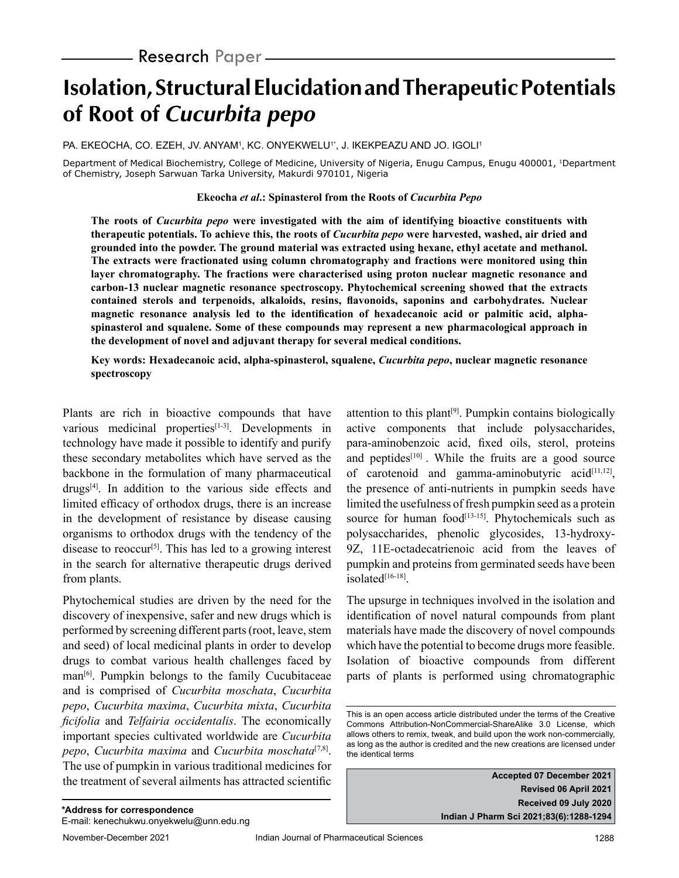Research Paper

# Isolation, Structural Elucidation and Therapeutic Potentials of Root of *Cucurbita pepo*

PA. EKEOCHA, CO. EZEH, JV. ANYAM[1], KC. ONYEKWELU[1*], J. IKEKPEAZU AND JO. IGOLI[1]

Department of Medical Biochemistry, College of Medicine, University of Nigeria, Enugu Campus, Enugu 400001, [1]Department of Chemistry, Joseph Sarwuan Tarka University, Makurdi 970101, Nigeria

**Ekeocha *et al*.: Spinasterol from the Roots of *Cucurbita Pepo***

**The roots of *Cucurbita pepo* were investigated with the aim of identifying bioactive constituents with therapeutic potentials. To achieve this, the roots of *Cucurbita pepo* were harvested, washed, air dried and grounded into the powder. The ground material was extracted using hexane, ethyl acetate and methanol. The extracts were fractionated using column chromatography and fractions were monitored using thin layer chromatography. The fractions were characterised using proton nuclear magnetic resonance and carbon-13 nuclear magnetic resonance spectroscopy. Phytochemical screening showed that the extracts contained sterols and terpenoids, alkaloids, resins, flavonoids, saponins and carbohydrates. Nuclear magnetic resonance analysis led to the identification of hexadecanoic acid or palmitic acid, alpha-spinasterol and squalene. Some of these compounds may represent a new pharmacological approach in the development of novel and adjuvant therapy for several medical conditions.**

**Key words: Hexadecanoic acid, alpha-spinasterol, squalene, *Cucurbita pepo*, nuclear magnetic resonance spectroscopy**

Plants are rich in bioactive compounds that have various medicinal properties[1-3]. Developments in technology have made it possible to identify and purify these secondary metabolites which have served as the backbone in the formulation of many pharmaceutical drugs[4]. In addition to the various side effects and limited efficacy of orthodox drugs, there is an increase in the development of resistance by disease causing organisms to orthodox drugs with the tendency of the disease to reoccur[5]. This has led to a growing interest in the search for alternative therapeutic drugs derived from plants.

Phytochemical studies are driven by the need for the discovery of inexpensive, safer and new drugs which is performed by screening different parts (root, leave, stem and seed) of local medicinal plants in order to develop drugs to combat various health challenges faced by man[6]. Pumpkin belongs to the family Cucubitaceae and is comprised of *Cucurbita moschata*, *Cucurbita pepo*, *Cucurbita maxima*, *Cucurbita mixta*, *Cucurbita ficifolia* and *Telfairia occidentalis*. The economically important species cultivated worldwide are *Cucurbita pepo*, *Cucurbita maxima* and *Cucurbita moschata*[7,8]. The use of pumpkin in various traditional medicines for the treatment of several ailments has attracted scientific attention to this plant[9]. Pumpkin contains biologically active components that include polysaccharides, para-aminobenzoic acid, fixed oils, sterol, proteins and peptides[10]. While the fruits are a good source of carotenoid and gamma-aminobutyric acid[11,12], the presence of anti-nutrients in pumpkin seeds have limited the usefulness of fresh pumpkin seed as a protein source for human food[13-15]. Phytochemicals such as polysaccharides, phenolic glycosides, 13-hydroxy-9Z, 11E-octadecatrienoic acid from the leaves of pumpkin and proteins from germinated seeds have been isolated[16-18].

The upsurge in techniques involved in the isolation and identification of novel natural compounds from plant materials have made the discovery of novel compounds which have the potential to become drugs more feasible. Isolation of bioactive compounds from different parts of plants is performed using chromatographic

This is an open access article distributed under the terms of the Creative Commons Attribution-NonCommercial-ShareAlike 3.0 License, which allows others to remix, tweak, and build upon the work non-commercially, as long as the author is credited and the new creations are licensed under the identical terms

**Accepted 07 December 2021**
**Revised 06 April 2021**
**Received 09 July 2020**
**Indian J Pharm Sci 2021;83(6):1288-1294**

**\*Address for correspondence**
E-mail: kenechukwu.onyekwelu@unn.edu.ng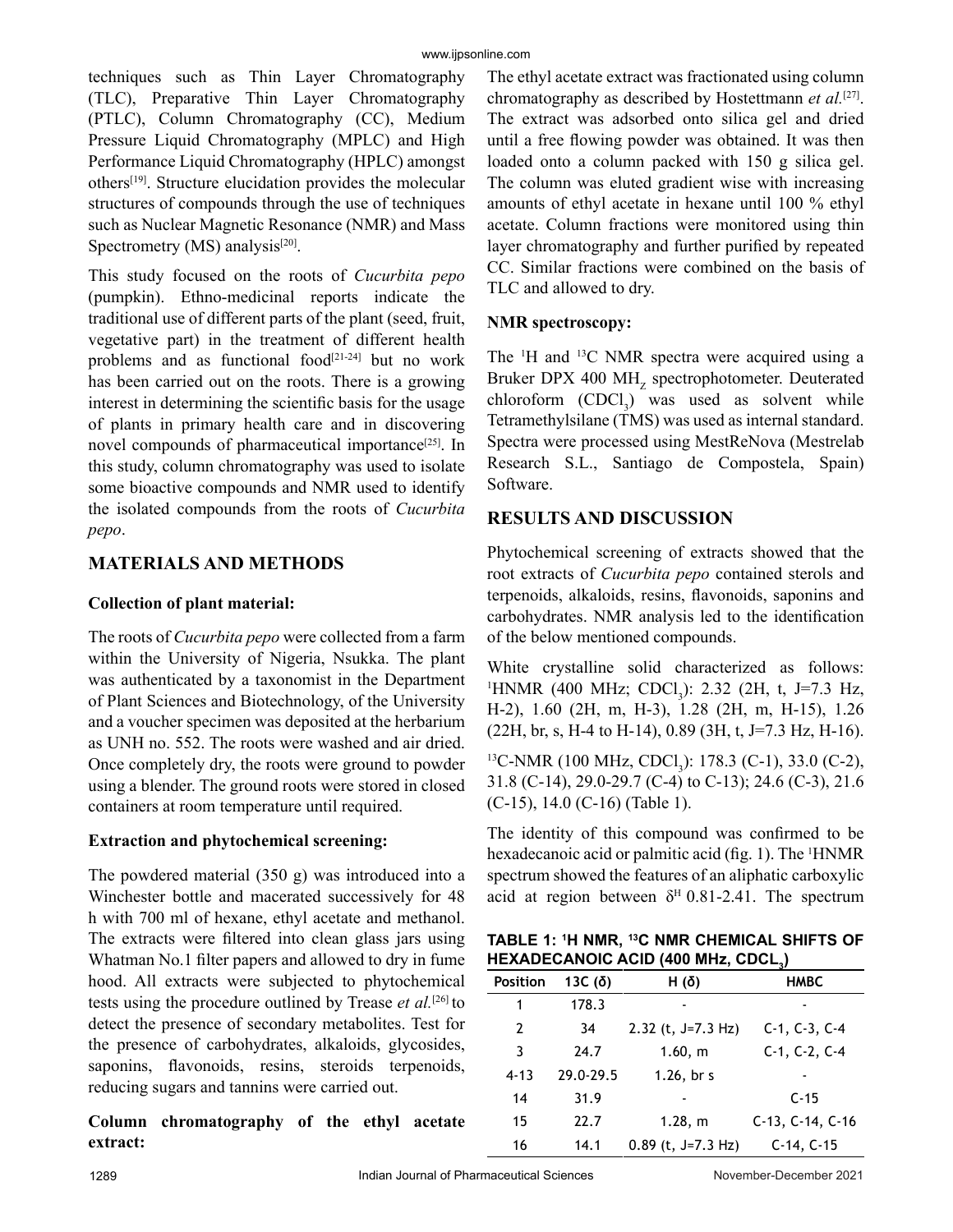techniques such as Thin Layer Chromatography (TLC), Preparative Thin Layer Chromatography (PTLC), Column Chromatography (CC), Medium Pressure Liquid Chromatography (MPLC) and High Performance Liquid Chromatography (HPLC) amongst others[19]. Structure elucidation provides the molecular structures of compounds through the use of techniques such as Nuclear Magnetic Resonance (NMR) and Mass Spectrometry (MS) analysis[20].

This study focused on the roots of *Cucurbita pepo* (pumpkin). Ethno-medicinal reports indicate the traditional use of different parts of the plant (seed, fruit, vegetative part) in the treatment of different health problems and as functional food[21-24] but no work has been carried out on the roots. There is a growing interest in determining the scientific basis for the usage of plants in primary health care and in discovering novel compounds of pharmaceutical importance[25]. In this study, column chromatography was used to isolate some bioactive compounds and NMR used to identify the isolated compounds from the roots of *Cucurbita pepo*.

## MATERIALS AND METHODS

### Collection of plant material:

The roots of *Cucurbita pepo* were collected from a farm within the University of Nigeria, Nsukka. The plant was authenticated by a taxonomist in the Department of Plant Sciences and Biotechnology, of the University and a voucher specimen was deposited at the herbarium as UNH no. 552. The roots were washed and air dried. Once completely dry, the roots were ground to powder using a blender. The ground roots were stored in closed containers at room temperature until required.

### Extraction and phytochemical screening:

The powdered material (350 g) was introduced into a Winchester bottle and macerated successively for 48 h with 700 ml of hexane, ethyl acetate and methanol. The extracts were filtered into clean glass jars using Whatman No.1 filter papers and allowed to dry in fume hood. All extracts were subjected to phytochemical tests using the procedure outlined by Trease *et al.*[26] to detect the presence of secondary metabolites. Test for the presence of carbohydrates, alkaloids, glycosides, saponins, flavonoids, resins, steroids terpenoids, reducing sugars and tannins were carried out.

### Column chromatography of the ethyl acetate extract:

The ethyl acetate extract was fractionated using column chromatography as described by Hostettmann *et al.*[27]. The extract was adsorbed onto silica gel and dried until a free flowing powder was obtained. It was then loaded onto a column packed with 150 g silica gel. The column was eluted gradient wise with increasing amounts of ethyl acetate in hexane until 100 % ethyl acetate. Column fractions were monitored using thin layer chromatography and further purified by repeated CC. Similar fractions were combined on the basis of TLC and allowed to dry.

### NMR spectroscopy:

The $^{1}$H and $^{13}$C NMR spectra were acquired using a Bruker DPX 400 $MH_Z$ spectrophotometer. Deuterated chloroform ($CDCl_3$) was used as solvent while Tetramethylsilane (TMS) was used as internal standard. Spectra were processed using MestReNova (Mestrelab Research S.L., Santiago de Compostela, Spain) Software.

## RESULTS AND DISCUSSION

Phytochemical screening of extracts showed that the root extracts of *Cucurbita pepo* contained sterols and terpenoids, alkaloids, resins, flavonoids, saponins and carbohydrates. NMR analysis led to the identification of the below mentioned compounds.

White crystalline solid characterized as follows: $^{1}$HNMR (400 MHz; $CDCl_3$): 2.32 (2H, t, J=7.3 Hz, H-2), 1.60 (2H, m, H-3), 1.28 (2H, m, H-15), 1.26 (22H, br, s, H-4 to H-14), 0.89 (3H, t, J=7.3 Hz, H-16).

$^{13}$C-NMR (100 MHz, $CDCl_3$): 178.3 (C-1), 33.0 (C-2), 31.8 (C-14), 29.0-29.7 (C-4) to C-13); 24.6 (C-3), 21.6 (C-15), 14.0 (C-16) (Table 1).

The identity of this compound was confirmed to be hexadecanoic acid or palmitic acid (fig. 1). The $^{1}$HNMR spectrum showed the features of an aliphatic carboxylic acid at region between $\delta^{H}$ 0.81-2.41. The spectrum

**TABLE 1: $^{1}$H NMR, $^{13}$C NMR CHEMICAL SHIFTS OF HEXADECANOIC ACID (400 MHz, $CDCL_3$)**

| Position | 13C (δ) | H (δ) | HMBC |
|---|---|---|---|
| 1 | 178.3 | - | - |
| 2 | 34 | 2.32 (t, J=7.3 Hz) | C-1, C-3, C-4 |
| 3 | 24.7 | 1.60, m | C-1, C-2, C-4 |
| 4-13 | 29.0-29.5 | 1.26, br s | - |
| 14 | 31.9 | - | C-15 |
| 15 | 22.7 | 1.28, m | C-13, C-14, C-16 |
| 16 | 14.1 | 0.89 (t, J=7.3 Hz) | C-14, C-15 |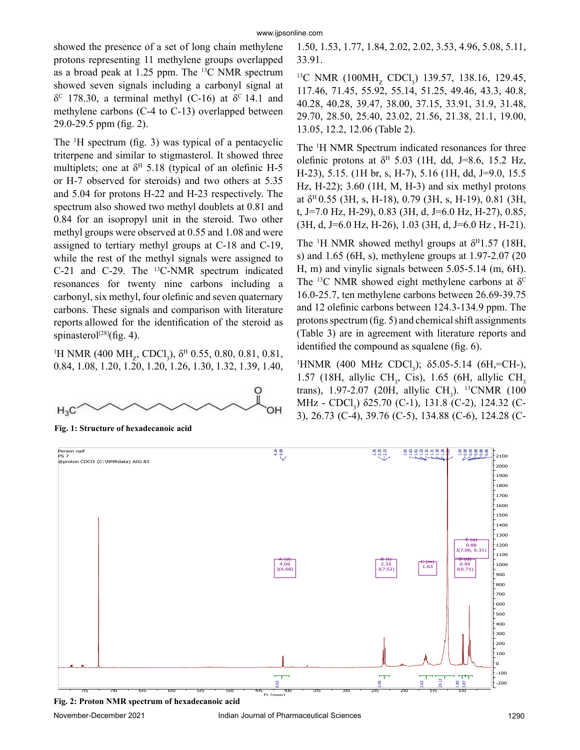showed the presence of a set of long chain methylene protons representing 11 methylene groups overlapped as a broad peak at 1.25 ppm. The $^{13}C$ NMR spectrum showed seven signals including a carbonyl signal at $\delta^{C}$ 178.30, a terminal methyl (C-16) at $\delta^{C}$ 14.1 and methylene carbons (C-4 to C-13) overlapped between 29.0-29.5 ppm (fig. 2).

The $^{1}H$ spectrum (fig. 3) was typical of a pentacyclic triterpene and similar to stigmasterol. It showed three multiplets; one at $\delta^{H}$ 5.18 (typical of an olefinic H-5 or H-7 observed for steroids) and two others at 5.35 and 5.04 for protons H-22 and H-23 respectively. The spectrum also showed two methyl doublets at 0.81 and 0.84 for an isopropyl unit in the steroid. Two other methyl groups were observed at 0.55 and 1.08 and were assigned to tertiary methyl groups at C-18 and C-19, while the rest of the methyl signals were assigned to C-21 and C-29. The $^{13}C$-NMR spectrum indicated resonances for twenty nine carbons including a carbonyl, six methyl, four olefinic and seven quaternary carbons. These signals and comparison with literature reports allowed for the identification of the steroid as spinasterol[28](fig. 4).

$^{1}H$ NMR (400 $MH_Z$, $CDCl_3$), $\delta^{H}$ 0.55, 0.80, 0.81, 0.81, 0.84, 1.08, 1.20, 1.20, 1.20, 1.26, 1.30, 1.32, 1.39, 1.40, 1.50, 1.53, 1.77, 1.84, 2.02, 2.02, 3.53, 4.96, 5.08, 5.11, 33.91.

$^{13}C$ NMR (100$MH_Z$ $CDCl_3$) 139.57, 138.16, 129.45, 117.46, 71.45, 55.92, 55.14, 51.25, 49.46, 43.3, 40.8, 40.28, 40.28, 39.47, 38.00, 37.15, 33.91, 31.9, 31.48, 29.70, 28.50, 25.40, 23.02, 21.56, 21.38, 21.1, 19.00, 13.05, 12.2, 12.06 (Table 2).

The $^{1}H$ NMR Spectrum indicated resonances for three olefinic protons at $\delta^{H}$ 5.03 (1H, dd, J=8.6, 15.2 Hz, H-23), 5.15. (1H br, s, H-7), 5.16 (1H, dd, J=9.0, 15.5 Hz, H-22); 3.60 (1H, M, H-3) and six methyl protons at $\delta^{H}$ 0.55 (3H, s, H-18), 0.79 (3H, s, H-19), 0.81 (3H, t, J=7.0 Hz, H-29), 0.83 (3H, d, J=6.0 Hz, H-27), 0.85, (3H, d, J=6.0 Hz, H-26), 1.03 (3H, d, J=6.0 Hz , H-21).

The $^{1}H$ NMR showed methyl groups at $\delta^{H}$1.57 (18H, s) and 1.65 (6H, s), methylene groups at 1.97-2.07 (20 H, m) and vinylic signals between 5.05-5.14 (m, 6H). The $^{13}C$ NMR showed eight methylene carbons at $\delta^{C}$ 16.0-25.7, ten methylene carbons between 26.69-39.75 and 12 olefinic carbons between 124.3-134.9 ppm. The protons spectrum (fig. 5) and chemical shift assignments (Table 3) are in agreement with literature reports and identified the compound as squalene (fig. 6).

$^{1}H$NMR (400 MHz $CDCl_3$); δ5.05-5.14 (6H,=CH-), 1.57 (18H, allylic $CH_3$, Cis), 1.65 (6H, allylic $CH_3$ trans), 1.97-2.07 (20H, allylic $CH_3$). $^{13}C$NMR (100 MHz - $CDCl_3$) δ25.70 (C-1), 131.8 (C-2), 124.32 (C-3), 26.73 (C-4), 39.76 (C-5), 134.88 (C-6), 124.28 (C-

**Fig. 1: Structure of hexadecanoic acid**

**Fig. 2: Proton NMR spectrum of hexadecanoic acid**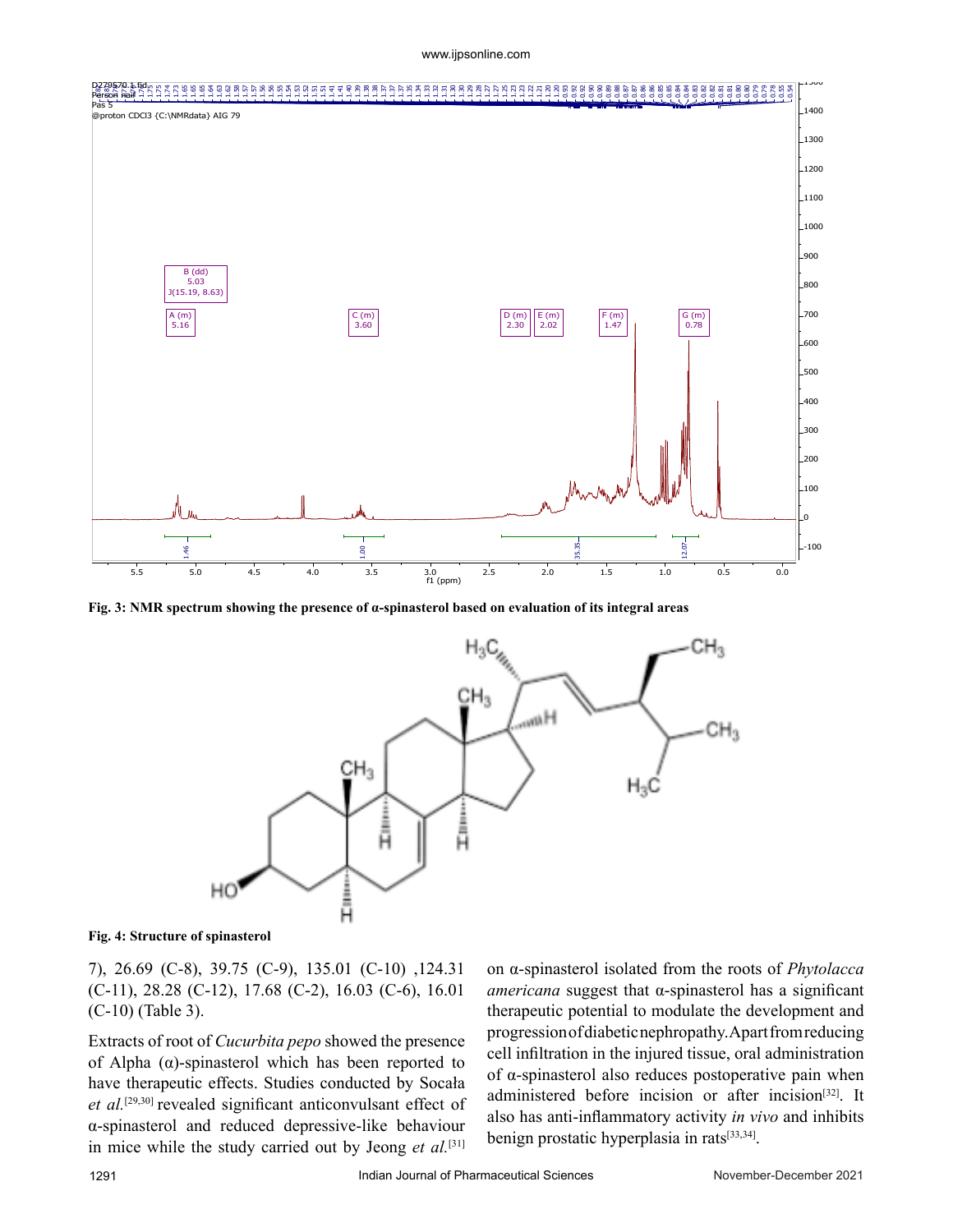Fig. 3: NMR spectrum showing the presence of α-spinasterol based on evaluation of its integral areas

Fig. 4: Structure of spinasterol

7), 26.69 (C-8), 39.75 (C-9), 135.01 (C-10) ,124.31 (C-11), 28.28 (C-12), 17.68 (C-2), 16.03 (C-6), 16.01 (C-10) (Table 3).

Extracts of root of *Cucurbita pepo* showed the presence of Alpha (α)-spinasterol which has been reported to have therapeutic effects. Studies conducted by Socała *et al.*[29,30] revealed significant anticonvulsant effect of α-spinasterol and reduced depressive-like behaviour in mice while the study carried out by Jeong *et al.*[31] on α-spinasterol isolated from the roots of *Phytolacca americana* suggest that α-spinasterol has a significant therapeutic potential to modulate the development and progression of diabetic nephropathy. Apart from reducing cell infiltration in the injured tissue, oral administration of α-spinasterol also reduces postoperative pain when administered before incision or after incision[32]. It also has anti-inflammatory activity *in vivo* and inhibits benign prostatic hyperplasia in rats[33,34].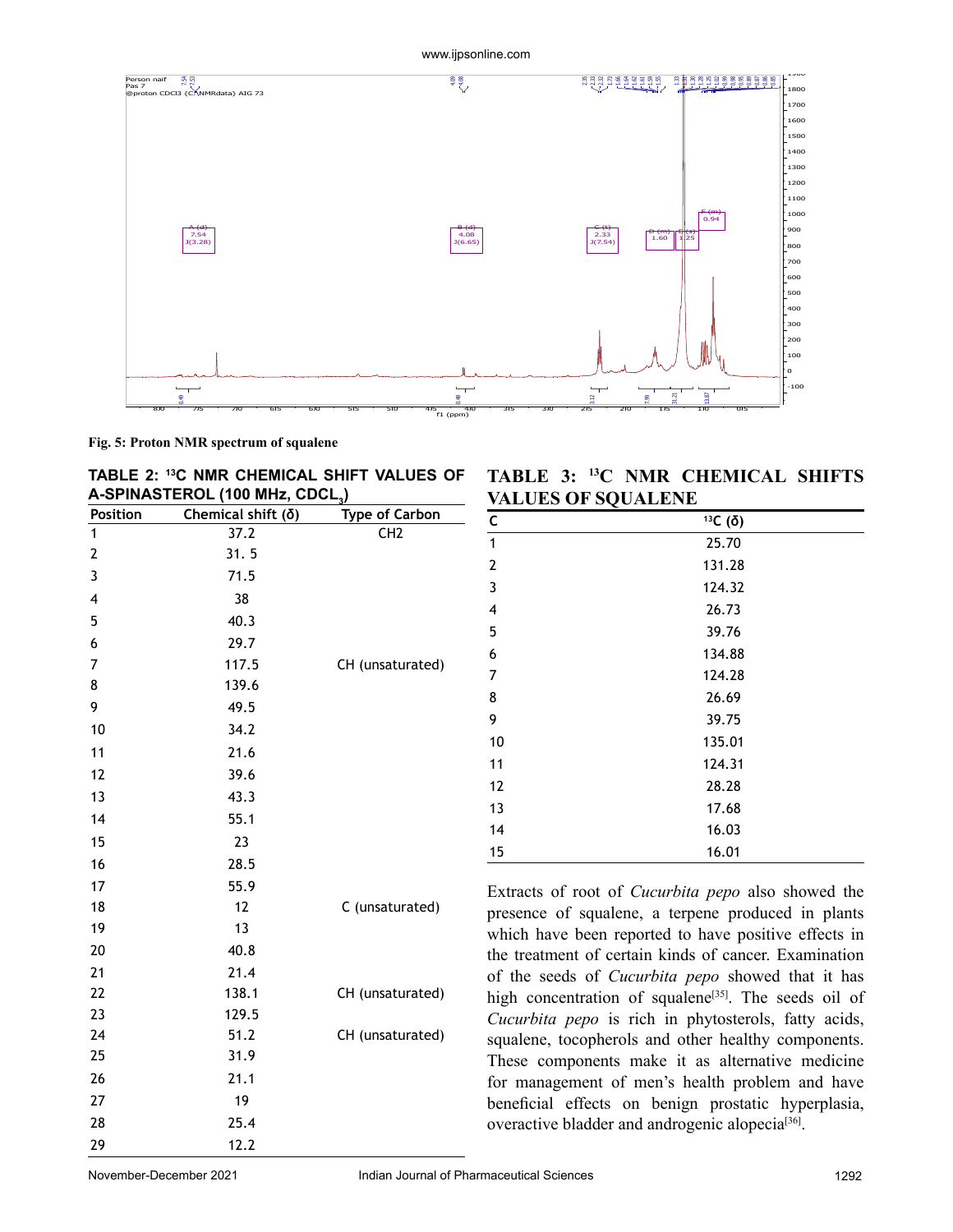Fig. 5: Proton NMR spectrum of squalene

**TABLE 2: $^{13}C$ NMR CHEMICAL SHIFT VALUES OF A-SPINASTEROL (100 MHz, $CDCL_3$)**

| Position | Chemical shift (δ) | Type of Carbon |
|---|---|---|
| 1 | 37.2 | CH2 |
| 2 | 31. 5 | |
| 3 | 71.5 | |
| 4 | 38 | |
| 5 | 40.3 | |
| 6 | 29.7 | |
| 7 | 117.5 | CH (unsaturated) |
| 8 | 139.6 | |
| 9 | 49.5 | |
| 10 | 34.2 | |
| 11 | 21.6 | |
| 12 | 39.6 | |
| 13 | 43.3 | |
| 14 | 55.1 | |
| 15 | 23 | |
| 16 | 28.5 | |
| 17 | 55.9 | |
| 18 | 12 | C (unsaturated) |
| 19 | 13 | |
| 20 | 40.8 | |
| 21 | 21.4 | |
| 22 | 138.1 | CH (unsaturated) |
| 23 | 129.5 | |
| 24 | 51.2 | CH (unsaturated) |
| 25 | 31.9 | |
| 26 | 21.1 | |
| 27 | 19 | |
| 28 | 25.4 | |
| 29 | 12.2 | |

**TABLE 3: $^{13}C$ NMR CHEMICAL SHIFTS VALUES OF SQUALENE**

| C | $^{13}C$ (δ) |
|---|---|
| 1 | 25.70 |
| 2 | 131.28 |
| 3 | 124.32 |
| 4 | 26.73 |
| 5 | 39.76 |
| 6 | 134.88 |
| 7 | 124.28 |
| 8 | 26.69 |
| 9 | 39.75 |
| 10 | 135.01 |
| 11 | 124.31 |
| 12 | 28.28 |
| 13 | 17.68 |
| 14 | 16.03 |
| 15 | 16.01 |

Extracts of root of *Cucurbita pepo* also showed the presence of squalene, a terpene produced in plants which have been reported to have positive effects in the treatment of certain kinds of cancer. Examination of the seeds of *Cucurbita pepo* showed that it has high concentration of squalene[35]. The seeds oil of *Cucurbita pepo* is rich in phytosterols, fatty acids, squalene, tocopherols and other healthy components. These components make it as alternative medicine for management of men's health problem and have beneficial effects on benign prostatic hyperplasia, overactive bladder and androgenic alopecia[36].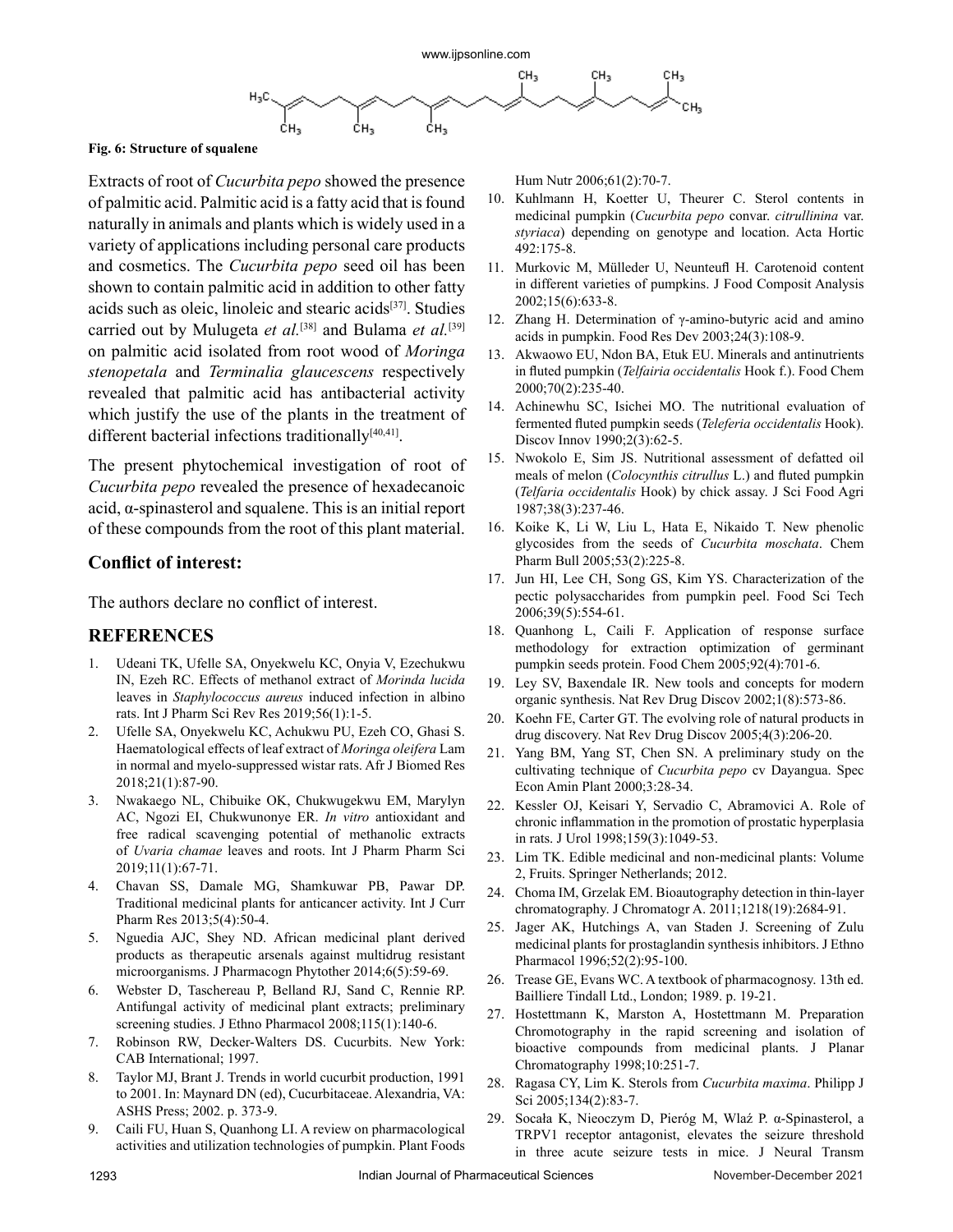Fig. 6: Structure of squalene

Extracts of root of *Cucurbita pepo* showed the presence of palmitic acid. Palmitic acid is a fatty acid that is found naturally in animals and plants which is widely used in a variety of applications including personal care products and cosmetics. The *Cucurbita pepo* seed oil has been shown to contain palmitic acid in addition to other fatty acids such as oleic, linoleic and stearic acids[37]. Studies carried out by Mulugeta *et al.*[38] and Bulama *et al.*[39] on palmitic acid isolated from root wood of *Moringa stenopetala* and *Terminalia glaucescens* respectively revealed that palmitic acid has antibacterial activity which justify the use of the plants in the treatment of different bacterial infections traditionally[40,41].

The present phytochemical investigation of root of *Cucurbita pepo* revealed the presence of hexadecanoic acid, α-spinasterol and squalene. This is an initial report of these compounds from the root of this plant material.

## Conflict of interest:

The authors declare no conflict of interest.

## REFERENCES

1. Udeani TK, Ufelle SA, Onyekwelu KC, Onyia V, Ezechukwu IN, Ezeh RC. Effects of methanol extract of *Morinda lucida* leaves in *Staphylococcus aureus* induced infection in albino rats. Int J Pharm Sci Rev Res 2019;56(1):1-5.
2. Ufelle SA, Onyekwelu KC, Achukwu PU, Ezeh CO, Ghasi S. Haematological effects of leaf extract of *Moringa oleifera* Lam in normal and myelo-suppressed wistar rats. Afr J Biomed Res 2018;21(1):87-90.
3. Nwakaego NL, Chibuike OK, Chukwugekwu EM, Marylyn AC, Ngozi EI, Chukwunonye ER. *In vitro* antioxidant and free radical scavenging potential of methanolic extracts of *Uvaria chamae* leaves and roots. Int J Pharm Pharm Sci 2019;11(1):67-71.
4. Chavan SS, Damale MG, Shamkuwar PB, Pawar DP. Traditional medicinal plants for anticancer activity. Int J Curr Pharm Res 2013;5(4):50-4.
5. Nguedia AJC, Shey ND. African medicinal plant derived products as therapeutic arsenals against multidrug resistant microorganisms. J Pharmacogn Phytother 2014;6(5):59-69.
6. Webster D, Taschereau P, Belland RJ, Sand C, Rennie RP. Antifungal activity of medicinal plant extracts; preliminary screening studies. J Ethno Pharmacol 2008;115(1):140-6.
7. Robinson RW, Decker-Walters DS. Cucurbits. New York: CAB International; 1997.
8. Taylor MJ, Brant J. Trends in world cucurbit production, 1991 to 2001. In: Maynard DN (ed), Cucurbitaceae. Alexandria, VA: ASHS Press; 2002. p. 373-9.
9. Caili FU, Huan S, Quanhong LI. A review on pharmacological activities and utilization technologies of pumpkin. Plant Foods Hum Nutr 2006;61(2):70-7.
10. Kuhlmann H, Koetter U, Theurer C. Sterol contents in medicinal pumpkin (*Cucurbita pepo* convar. *citrullinina* var. *styriaca*) depending on genotype and location. Acta Hortic 492:175-8.
11. Murkovic M, Mülleder U, Neunteufl H. Carotenoid content in different varieties of pumpkins. J Food Composit Analysis 2002;15(6):633-8.
12. Zhang H. Determination of γ-amino-butyric acid and amino acids in pumpkin. Food Res Dev 2003;24(3):108-9.
13. Akwaowo EU, Ndon BA, Etuk EU. Minerals and antinutrients in fluted pumpkin (*Telfairia occidentalis* Hook f.). Food Chem 2000;70(2):235-40.
14. Achinewhu SC, Isichei MO. The nutritional evaluation of fermented fluted pumpkin seeds (*Teleferia occidentalis* Hook). Discov Innov 1990;2(3):62-5.
15. Nwokolo E, Sim JS. Nutritional assessment of defatted oil meals of melon (*Colocynthis citrullus* L.) and fluted pumpkin (*Telfaria occidentalis* Hook) by chick assay. J Sci Food Agri 1987;38(3):237-46.
16. Koike K, Li W, Liu L, Hata E, Nikaido T. New phenolic glycosides from the seeds of *Cucurbita moschata*. Chem Pharm Bull 2005;53(2):225-8.
17. Jun HI, Lee CH, Song GS, Kim YS. Characterization of the pectic polysaccharides from pumpkin peel. Food Sci Tech 2006;39(5):554-61.
18. Quanhong L, Caili F. Application of response surface methodology for extraction optimization of germinant pumpkin seeds protein. Food Chem 2005;92(4):701-6.
19. Ley SV, Baxendale IR. New tools and concepts for modern organic synthesis. Nat Rev Drug Discov 2002;1(8):573-86.
20. Koehn FE, Carter GT. The evolving role of natural products in drug discovery. Nat Rev Drug Discov 2005;4(3):206-20.
21. Yang BM, Yang ST, Chen SN. A preliminary study on the cultivating technique of *Cucurbita pepo* cv Dayangua. Spec Econ Amin Plant 2000;3:28-34.
22. Kessler OJ, Keisari Y, Servadio C, Abramovici A. Role of chronic inflammation in the promotion of prostatic hyperplasia in rats. J Urol 1998;159(3):1049-53.
23. Lim TK. Edible medicinal and non-medicinal plants: Volume 2, Fruits. Springer Netherlands; 2012.
24. Choma IM, Grzelak EM. Bioautography detection in thin-layer chromatography. J Chromatogr A. 2011;1218(19):2684-91.
25. Jager AK, Hutchings A, van Staden J. Screening of Zulu medicinal plants for prostaglandin synthesis inhibitors. J Ethno Pharmacol 1996;52(2):95-100.
26. Trease GE, Evans WC. A textbook of pharmacognosy. 13th ed. Bailliere Tindall Ltd., London; 1989. p. 19-21.
27. Hostettmann K, Marston A, Hostettmann M. Preparation Chromotography in the rapid screening and isolation of bioactive compounds from medicinal plants. J Planar Chromatography 1998;10:251-7.
28. Ragasa CY, Lim K. Sterols from *Cucurbita maxima*. Philipp J Sci 2005;134(2):83-7.
29. Socała K, Nieoczym D, Pieróg M, Wlaź P. α-Spinasterol, a TRPV1 receptor antagonist, elevates the seizure threshold in three acute seizure tests in mice. J Neural Transm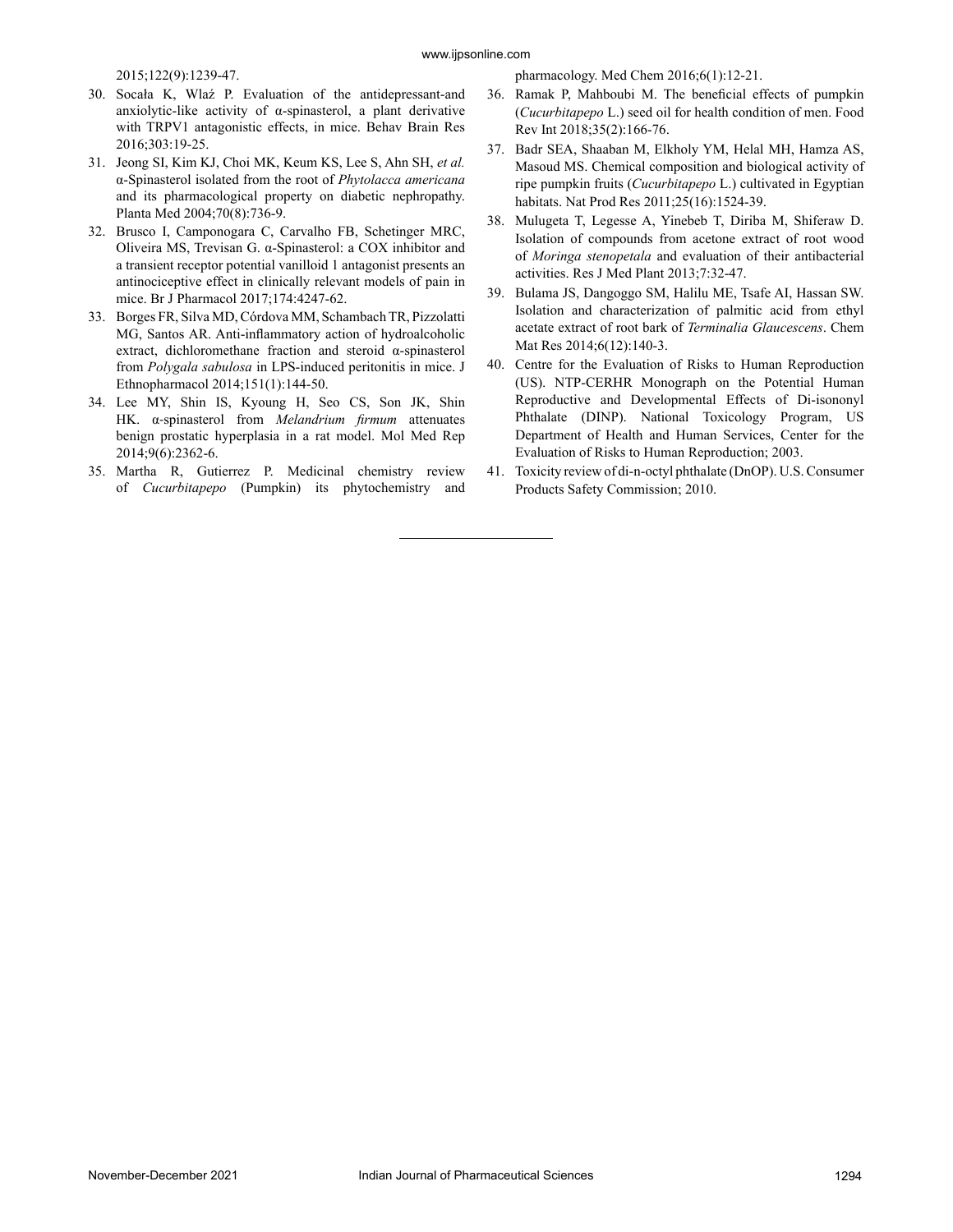2015;122(9):1239-47.

30. Socała K, Wlaź P. Evaluation of the antidepressant-and anxiolytic-like activity of α-spinasterol, a plant derivative with TRPV1 antagonistic effects, in mice. Behav Brain Res 2016;303:19-25.
31. Jeong SI, Kim KJ, Choi MK, Keum KS, Lee S, Ahn SH, *et al.* α-Spinasterol isolated from the root of *Phytolacca americana* and its pharmacological property on diabetic nephropathy. Planta Med 2004;70(8):736-9.
32. Brusco I, Camponogara C, Carvalho FB, Schetinger MRC, Oliveira MS, Trevisan G. α-Spinasterol: a COX inhibitor and a transient receptor potential vanilloid 1 antagonist presents an antinociceptive effect in clinically relevant models of pain in mice. Br J Pharmacol 2017;174:4247-62.
33. Borges FR, Silva MD, Córdova MM, Schambach TR, Pizzolatti MG, Santos AR. Anti-inflammatory action of hydroalcoholic extract, dichloromethane fraction and steroid α-spinasterol from *Polygala sabulosa* in LPS-induced peritonitis in mice. J Ethnopharmacol 2014;151(1):144-50.
34. Lee MY, Shin IS, Kyoung H, Seo CS, Son JK, Shin HK. α-spinasterol from *Melandrium firmum* attenuates benign prostatic hyperplasia in a rat model. Mol Med Rep 2014;9(6):2362-6.
35. Martha R, Gutierrez P. Medicinal chemistry review of *Cucurbitapepo* (Pumpkin) its phytochemistry and pharmacology. Med Chem 2016;6(1):12-21.
36. Ramak P, Mahboubi M. The beneficial effects of pumpkin (*Cucurbitapepo* L.) seed oil for health condition of men. Food Rev Int 2018;35(2):166-76.
37. Badr SEA, Shaaban M, Elkholy YM, Helal MH, Hamza AS, Masoud MS. Chemical composition and biological activity of ripe pumpkin fruits (*Cucurbitapepo* L.) cultivated in Egyptian habitats. Nat Prod Res 2011;25(16):1524-39.
38. Mulugeta T, Legesse A, Yinebeb T, Diriba M, Shiferaw D. Isolation of compounds from acetone extract of root wood of *Moringa stenopetala* and evaluation of their antibacterial activities. Res J Med Plant 2013;7:32-47.
39. Bulama JS, Dangoggo SM, Halilu ME, Tsafe AI, Hassan SW. Isolation and characterization of palmitic acid from ethyl acetate extract of root bark of *Terminalia Glaucescens*. Chem Mat Res 2014;6(12):140-3.
40. Centre for the Evaluation of Risks to Human Reproduction (US). NTP-CERHR Monograph on the Potential Human Reproductive and Developmental Effects of Di-isononyl Phthalate (DINP). National Toxicology Program, US Department of Health and Human Services, Center for the Evaluation of Risks to Human Reproduction; 2003.
41. Toxicity review of di-n-octyl phthalate (DnOP). U.S. Consumer Products Safety Commission; 2010.